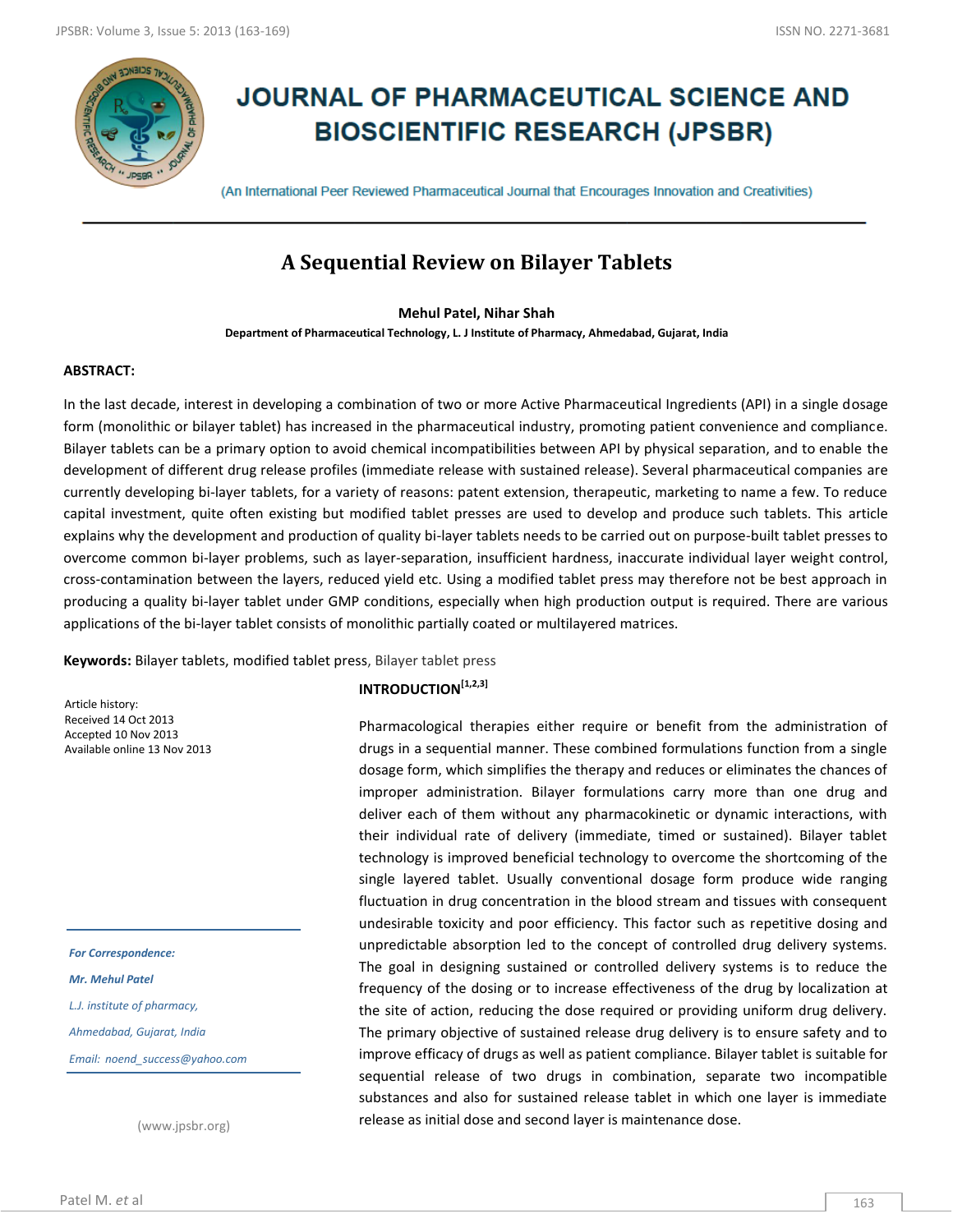# JOURNAL OF PHARMACEUTICAL SCIENCE AND BIOSCIENTIFIC RESEARCH (JPSBR)

(An International Peer Reviewed Pharmaceutical Journal that Encourages Innovation and Creativities)

## A Sequential Review on Bilayer Tablets

**Mehul Patel, Nihar Shah**

**Department of Pharmaceutical Technology, L. J Institute of Pharmacy, Ahmedabad, Gujarat, India**

### ABSTRACT:

In the last decade, interest in developing a combination of two or more Active Pharmaceutical Ingredients (API) in a single dosage form (monolithic or bilayer tablet) has increased in the pharmaceutical industry, promoting patient convenience and compliance. Bilayer tablets can be a primary option to avoid chemical incompatibilities between API by physical separation, and to enable the development of different drug release profiles (immediate release with sustained release). Several pharmaceutical companies are currently developing bi-layer tablets, for a variety of reasons: patent extension, therapeutic, marketing to name a few. To reduce capital investment, quite often existing but modified tablet presses are used to develop and produce such tablets. This article explains why the development and production of quality bi-layer tablets needs to be carried out on purpose-built tablet presses to overcome common bi-layer problems, such as layer-separation, insufficient hardness, inaccurate individual layer weight control, cross-contamination between the layers, reduced yield etc. Using a modified tablet press may therefore not be best approach in producing a quality bi-layer tablet under GMP conditions, especially when high production output is required. There are various applications of the bi-layer tablet consists of monolithic partially coated or multilayered matrices.

**Keywords:** Bilayer tablets, modified tablet press, Bilayer tablet press

Article history:
Received 14 Oct 2013
Accepted 10 Nov 2013
Available online 13 Nov 2013

*For Correspondence:*

***Mr. Mehul Patel***

*L.J. institute of pharmacy,*

*Ahmedabad, Gujarat, India*

*Email: noend_success@yahoo.com*

(www.jpsbr.org)

### INTRODUCTION[1,2,3]

Pharmacological therapies either require or benefit from the administration of drugs in a sequential manner. These combined formulations function from a single dosage form, which simplifies the therapy and reduces or eliminates the chances of improper administration. Bilayer formulations carry more than one drug and deliver each of them without any pharmacokinetic or dynamic interactions, with their individual rate of delivery (immediate, timed or sustained). Bilayer tablet technology is improved beneficial technology to overcome the shortcoming of the single layered tablet. Usually conventional dosage form produce wide ranging fluctuation in drug concentration in the blood stream and tissues with consequent undesirable toxicity and poor efficiency. This factor such as repetitive dosing and unpredictable absorption led to the concept of controlled drug delivery systems. The goal in designing sustained or controlled delivery systems is to reduce the frequency of the dosing or to increase effectiveness of the drug by localization at the site of action, reducing the dose required or providing uniform drug delivery. The primary objective of sustained release drug delivery is to ensure safety and to improve efficacy of drugs as well as patient compliance. Bilayer tablet is suitable for sequential release of two drugs in combination, separate two incompatible substances and also for sustained release tablet in which one layer is immediate release as initial dose and second layer is maintenance dose.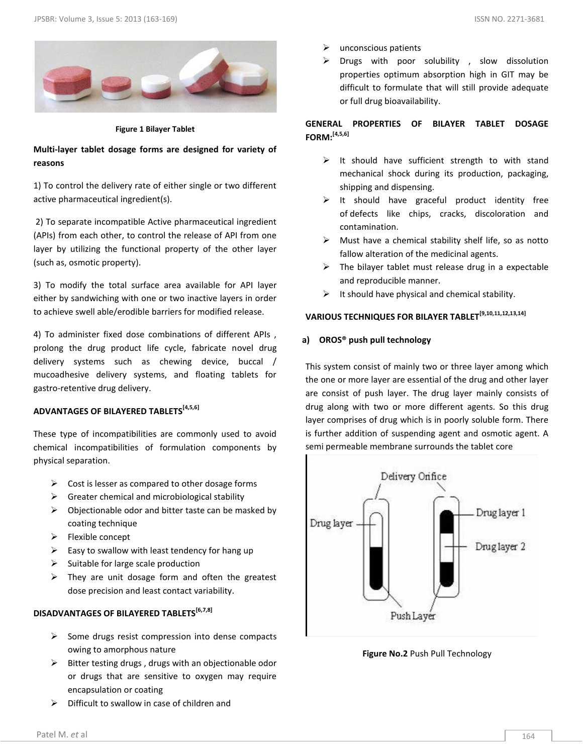Figure 1 Bilayer Tablet

**Multi-layer tablet dosage forms are designed for variety of reasons**

1) To control the delivery rate of either single or two different active pharmaceutical ingredient(s).

2) To separate incompatible Active pharmaceutical ingredient (APIs) from each other, to control the release of API from one layer by utilizing the functional property of the other layer (such as, osmotic property).

3) To modify the total surface area available for API layer either by sandwiching with one or two inactive layers in order to achieve swell able/erodible barriers for modified release.

4) To administer fixed dose combinations of different APIs , prolong the drug product life cycle, fabricate novel drug delivery systems such as chewing device, buccal / mucoadhesive delivery systems, and floating tablets for gastro-retentive drug delivery.

**ADVANTAGES OF BILAYERED TABLETS[4,5,6]**

These type of incompatibilities are commonly used to avoid chemical incompatibilities of formulation components by physical separation.

- Cost is lesser as compared to other dosage forms
- Greater chemical and microbiological stability
- Objectionable odor and bitter taste can be masked by coating technique
- Flexible concept
- Easy to swallow with least tendency for hang up
- Suitable for large scale production
- They are unit dosage form and often the greatest dose precision and least contact variability.

**DISADVANTAGES OF BILAYERED TABLETS[6,7,8]**

- Some drugs resist compression into dense compacts owing to amorphous nature
- Bitter testing drugs , drugs with an objectionable odor or drugs that are sensitive to oxygen may require encapsulation or coating
- Difficult to swallow in case of children and unconscious patients
- Drugs with poor solubility , slow dissolution properties optimum absorption high in GIT may be difficult to formulate that will still provide adequate or full drug bioavailability.

**GENERAL PROPERTIES OF BILAYER TABLET DOSAGE FORM:[4,5,6]**

- It should have sufficient strength to with stand mechanical shock during its production, packaging, shipping and dispensing.
- It should have graceful product identity free of defects like chips, cracks, discoloration and contamination.
- Must have a chemical stability shelf life, so as notto fallow alteration of the medicinal agents.
- The bilayer tablet must release drug in a expectable and reproducible manner.
- It should have physical and chemical stability.

**VARIOUS TECHNIQUES FOR BILAYER TABLET[9,10,11,12,13,14]**

**a) OROS® push pull technology**

This system consist of mainly two or three layer among which the one or more layer are essential of the drug and other layer are consist of push layer. The drug layer mainly consists of drug along with two or more different agents. So this drug layer comprises of drug which is in poorly soluble form. There is further addition of suspending agent and osmotic agent. A semi permeable membrane surrounds the tablet core

**Figure No.2** Push Pull Technology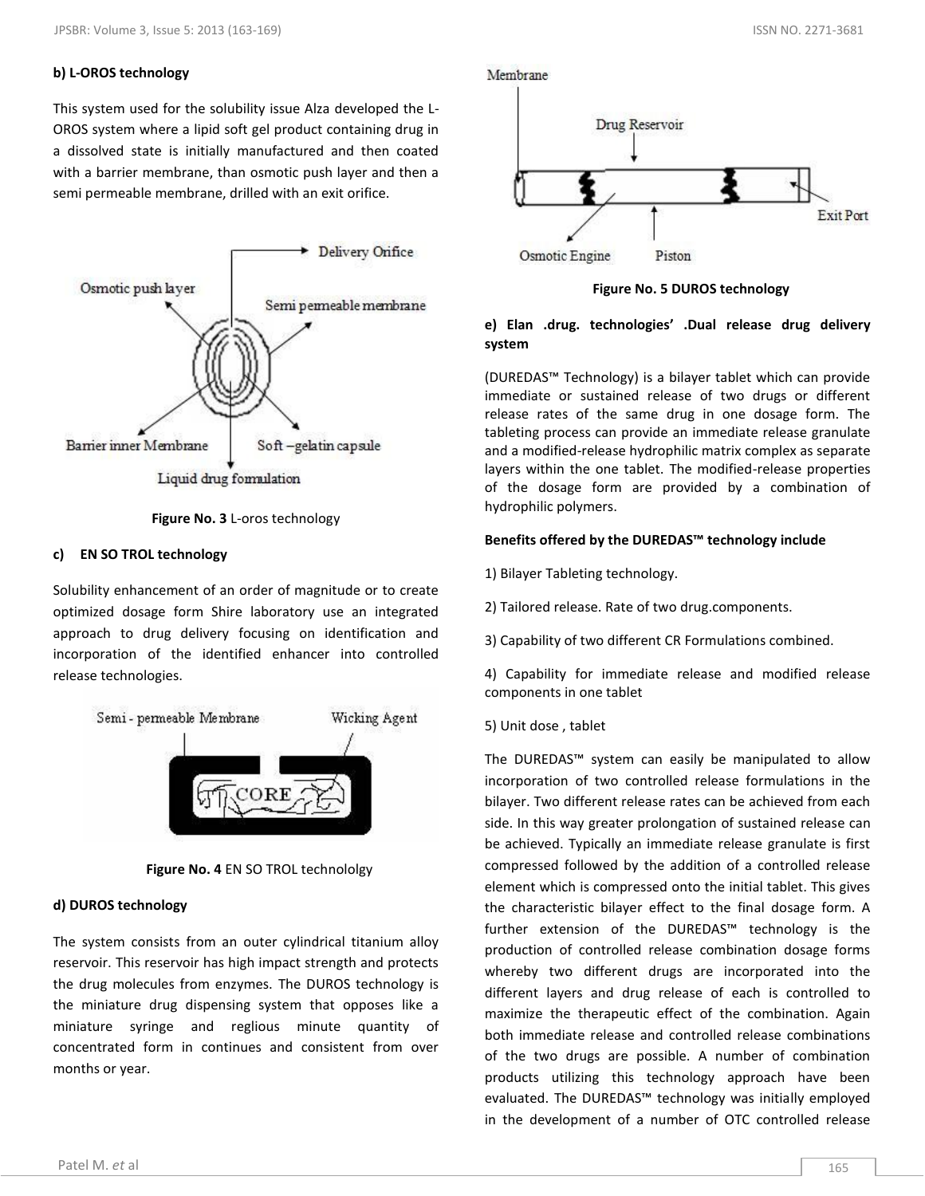**b) L-OROS technology**

This system used for the solubility issue Alza developed the L-OROS system where a lipid soft gel product containing drug in a dissolved state is initially manufactured and then coated with a barrier membrane, than osmotic push layer and then a semi permeable membrane, drilled with an exit orifice.

**Figure No. 3** L-oros technology

**c) EN SO TROL technology**

Solubility enhancement of an order of magnitude or to create optimized dosage form Shire laboratory use an integrated approach to drug delivery focusing on identification and incorporation of the identified enhancer into controlled release technologies.

**Figure No. 4** EN SO TROL technololgy

**d) DUROS technology**

The system consists from an outer cylindrical titanium alloy reservoir. This reservoir has high impact strength and protects the drug molecules from enzymes. The DUROS technology is the miniature drug dispensing system that opposes like a miniature syringe and reglious minute quantity of concentrated form in continues and consistent from over months or year.

**Figure No. 5 DUROS technology**

**e) Elan .drug. technologies' .Dual release drug delivery system**

(DUREDAS™ Technology) is a bilayer tablet which can provide immediate or sustained release of two drugs or different release rates of the same drug in one dosage form. The tableting process can provide an immediate release granulate and a modified-release hydrophilic matrix complex as separate layers within the one tablet. The modified-release properties of the dosage form are provided by a combination of hydrophilic polymers.

**Benefits offered by the DUREDAS™ technology include**

1) Bilayer Tableting technology.

2) Tailored release. Rate of two drug.components.

3) Capability of two different CR Formulations combined.

4) Capability for immediate release and modified release components in one tablet

5) Unit dose , tablet

The DUREDAS™ system can easily be manipulated to allow incorporation of two controlled release formulations in the bilayer. Two different release rates can be achieved from each side. In this way greater prolongation of sustained release can be achieved. Typically an immediate release granulate is first compressed followed by the addition of a controlled release element which is compressed onto the initial tablet. This gives the characteristic bilayer effect to the final dosage form. A further extension of the DUREDAS™ technology is the production of controlled release combination dosage forms whereby two different drugs are incorporated into the different layers and drug release of each is controlled to maximize the therapeutic effect of the combination. Again both immediate release and controlled release combinations of the two drugs are possible. A number of combination products utilizing this technology approach have been evaluated. The DUREDAS™ technology was initially employed in the development of a number of OTC controlled release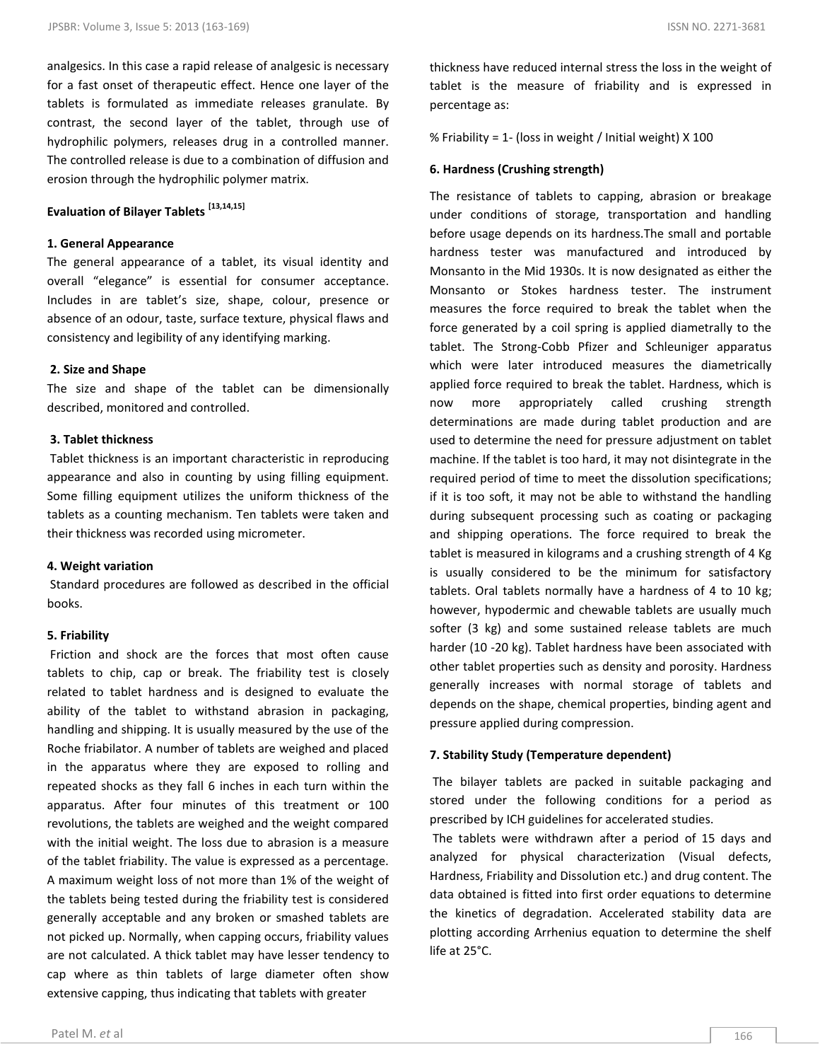analgesics. In this case a rapid release of analgesic is necessary for a fast onset of therapeutic effect. Hence one layer of the tablets is formulated as immediate releases granulate. By contrast, the second layer of the tablet, through use of hydrophilic polymers, releases drug in a controlled manner. The controlled release is due to a combination of diffusion and erosion through the hydrophilic polymer matrix.

## Evaluation of Bilayer Tablets [13,14,15]

### 1. General Appearance

The general appearance of a tablet, its visual identity and overall "elegance" is essential for consumer acceptance. Includes in are tablet's size, shape, colour, presence or absence of an odour, taste, surface texture, physical flaws and consistency and legibility of any identifying marking.

### 2. Size and Shape

The size and shape of the tablet can be dimensionally described, monitored and controlled.

### 3. Tablet thickness

Tablet thickness is an important characteristic in reproducing appearance and also in counting by using filling equipment. Some filling equipment utilizes the uniform thickness of the tablets as a counting mechanism. Ten tablets were taken and their thickness was recorded using micrometer.

### 4. Weight variation

Standard procedures are followed as described in the official books.

### 5. Friability

Friction and shock are the forces that most often cause tablets to chip, cap or break. The friability test is closely related to tablet hardness and is designed to evaluate the ability of the tablet to withstand abrasion in packaging, handling and shipping. It is usually measured by the use of the Roche friabilator. A number of tablets are weighed and placed in the apparatus where they are exposed to rolling and repeated shocks as they fall 6 inches in each turn within the apparatus. After four minutes of this treatment or 100 revolutions, the tablets are weighed and the weight compared with the initial weight. The loss due to abrasion is a measure of the tablet friability. The value is expressed as a percentage. A maximum weight loss of not more than 1% of the weight of the tablets being tested during the friability test is considered generally acceptable and any broken or smashed tablets are not picked up. Normally, when capping occurs, friability values are not calculated. A thick tablet may have lesser tendency to cap where as thin tablets of large diameter often show extensive capping, thus indicating that tablets with greater thickness have reduced internal stress the loss in the weight of tablet is the measure of friability and is expressed in percentage as:

$$\% \text{ Friability} = 1 - (\text{loss in weight} / \text{Initial weight}) \times 100$$

### 6. Hardness (Crushing strength)

The resistance of tablets to capping, abrasion or breakage under conditions of storage, transportation and handling before usage depends on its hardness.The small and portable hardness tester was manufactured and introduced by Monsanto in the Mid 1930s. It is now designated as either the Monsanto or Stokes hardness tester. The instrument measures the force required to break the tablet when the force generated by a coil spring is applied diametrally to the tablet. The Strong-Cobb Pfizer and Schleuniger apparatus which were later introduced measures the diametrically applied force required to break the tablet. Hardness, which is now more appropriately called crushing strength determinations are made during tablet production and are used to determine the need for pressure adjustment on tablet machine. If the tablet is too hard, it may not disintegrate in the required period of time to meet the dissolution specifications; if it is too soft, it may not be able to withstand the handling during subsequent processing such as coating or packaging and shipping operations. The force required to break the tablet is measured in kilograms and a crushing strength of 4 Kg is usually considered to be the minimum for satisfactory tablets. Oral tablets normally have a hardness of 4 to 10 kg; however, hypodermic and chewable tablets are usually much softer (3 kg) and some sustained release tablets are much harder (10 -20 kg). Tablet hardness have been associated with other tablet properties such as density and porosity. Hardness generally increases with normal storage of tablets and depends on the shape, chemical properties, binding agent and pressure applied during compression.

### 7. Stability Study (Temperature dependent)

The bilayer tablets are packed in suitable packaging and stored under the following conditions for a period as prescribed by ICH guidelines for accelerated studies.

The tablets were withdrawn after a period of 15 days and analyzed for physical characterization (Visual defects, Hardness, Friability and Dissolution etc.) and drug content. The data obtained is fitted into first order equations to determine the kinetics of degradation. Accelerated stability data are plotting according Arrhenius equation to determine the shelf life at 25°C.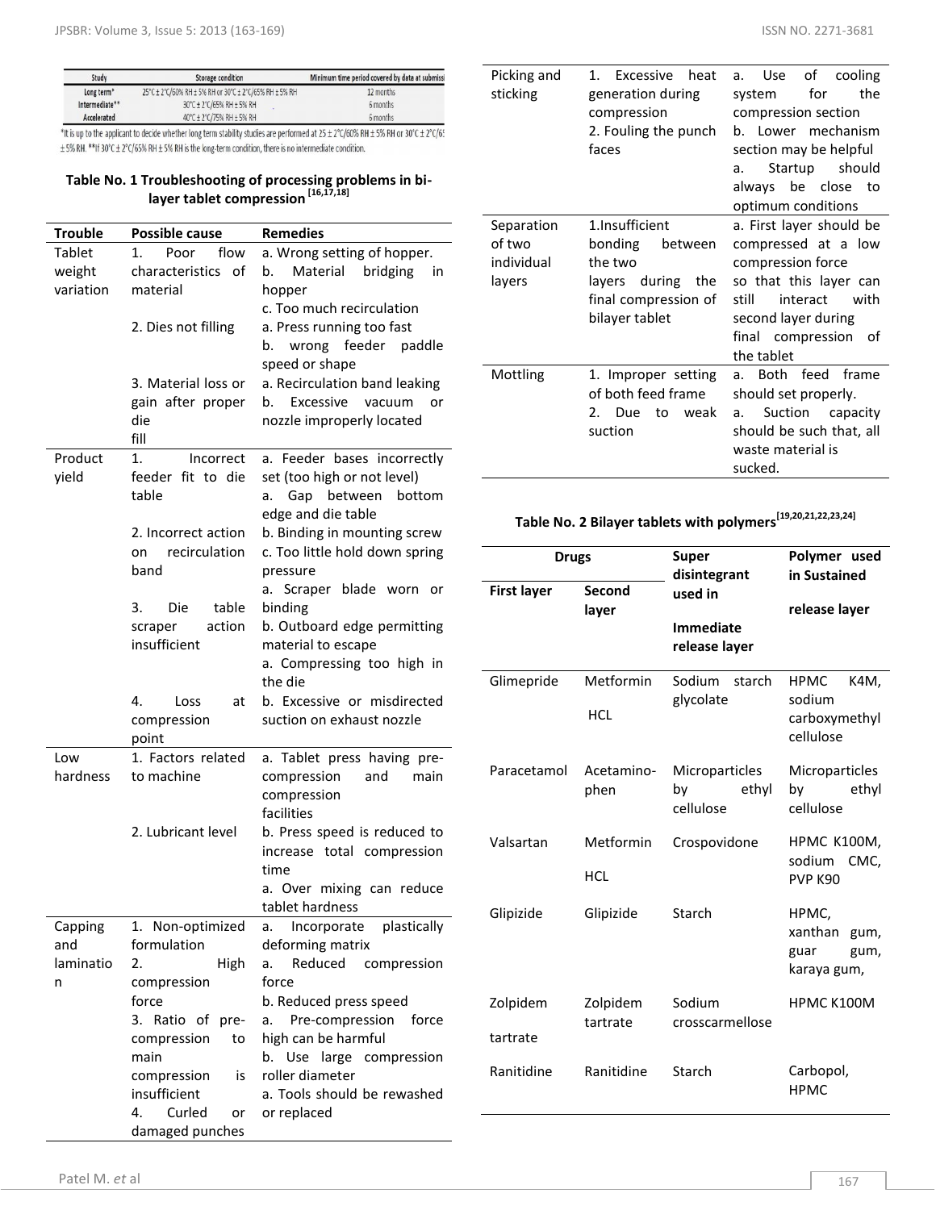| Study | Storage condition | Minimum time period covered by data at submissi |
|---|---|---|
| Long term* | 25°C ± 2°C/60% RH ± 5% RH or 30°C ± 2°C/65% RH ± 5% RH | 12 months |
| Intermediate** | 30°C ± 2°C/65% RH ± 5% RH | 6 months |
| Accelerated | 40°C ± 2°C/75% RH ± 5% RH | 6 months |

*It is up to the applicant to decide whether long term stability studies are performed at 25 ± 2°C/60% RH ± 5% RH or 30°C ± 2°C/65% RH ± 5% RH. **If 30°C ± 2°C/65% RH ± 5% RH is the long-term condition, there is no intermediate condition.

**Table No. 1 Troubleshooting of processing problems in bi-layer tablet compression [16,17,18]**

| Trouble | Possible cause | Remedies |
|---|---|---|
| Tablet weight variation | 1. Poor flow characteristics of material | a. Wrong setting of hopper.<br>b. Material bridging in hopper<br>c. Too much recirculation |
| | 2. Dies not filling | a. Press running too fast<br>b. wrong feeder paddle speed or shape |
| | 3. Material loss or gain after proper die fill | a. Recirculation band leaking<br>b. Excessive vacuum or nozzle improperly located |
| Product yield | 1. Incorrect feeder fit to die table | a. Feeder bases incorrectly set (too high or not level)<br>a. Gap between bottom edge and die table |
| | 2. Incorrect action on recirculation band | b. Binding in mounting screw<br>c. Too little hold down spring pressure |
| | 3. Die table scraper action insufficient | a. Scraper blade worn or binding<br>b. Outboard edge permitting material to escape |
| | 4. Loss at compression point | a. Compressing too high in the die<br>b. Excessive or misdirected suction on exhaust nozzle |
| Low hardness | 1. Factors related to machine | a. Tablet press having pre-compression and main compression facilities |
| | 2. Lubricant level | b. Press speed is reduced to increase total compression time<br>a. Over mixing can reduce tablet hardness |
| Capping and lamination | 1. Non-optimized formulation | a. Incorporate plastically deforming matrix |
| | 2. High compression force | a. Reduced compression force<br>b. Reduced press speed |
| | 3. Ratio of pre-compression to main compression is insufficient | a. Pre-compression force high can be harmful<br>b. Use large compression roller diameter |
| | 4. Curled or damaged punches | a. Tools should be rewashed or replaced |
| Picking and sticking | 1. Excessive heat generation during compression<br>2. Fouling the punch faces | a. Use of cooling system for the compression section<br>b. Lower mechanism section may be helpful<br>a. Startup should always be close to optimum conditions |
| Separation of two individual layers | 1.Insufficient bonding between the two layers during the final compression of bilayer tablet | a. First layer should be compressed at a low compression force so that this layer can still interact with second layer during final compression of the tablet |
| Mottling | 1. Improper setting of both feed frame<br>2. Due to weak suction | a. Both feed frame should set properly.<br>a. Suction capacity should be such that, all waste material is sucked. |

**Table No. 2 Bilayer tablets with polymers[19,20,21,22,23,24]**

| Drugs | | Super disintegrant used in Immediate release layer | Polymer used in Sustained release layer |
|---|---|---|---|
| First layer | Second layer | | |
| Glimepride | Metformin HCL | Sodium starch glycolate | HPMC K4M, sodium carboxymethyl cellulose |
| Paracetamol | Acetamino-phen | Microparticles by ethyl cellulose | Microparticles by ethyl cellulose |
| Valsartan | Metformin HCL | Crospovidone | HPMC K100M, sodium CMC, PVP K90 |
| Glipizide | Glipizide | Starch | HPMC, xanthan gum, guar gum, karaya gum, |
| Zolpidem tartrate | Zolpidem tartrate | Sodium crosscarmellose | HPMC K100M |
| Ranitidine | Ranitidine | Starch | Carbopol, HPMC |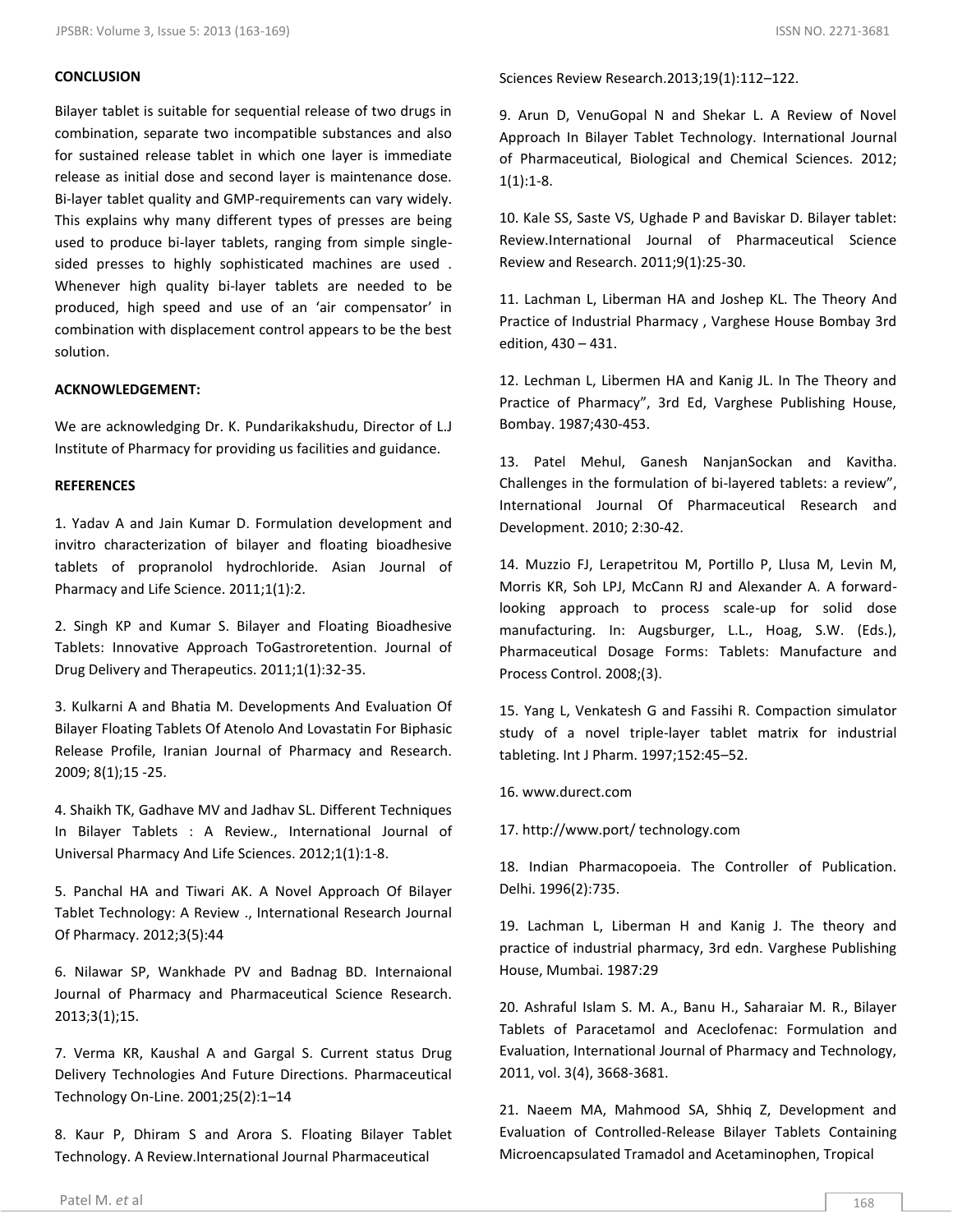**CONCLUSION**

Bilayer tablet is suitable for sequential release of two drugs in combination, separate two incompatible substances and also for sustained release tablet in which one layer is immediate release as initial dose and second layer is maintenance dose. Bi-layer tablet quality and GMP-requirements can vary widely. This explains why many different types of presses are being used to produce bi-layer tablets, ranging from simple single-sided presses to highly sophisticated machines are used . Whenever high quality bi-layer tablets are needed to be produced, high speed and use of an 'air compensator' in combination with displacement control appears to be the best solution.

**ACKNOWLEDGEMENT:**

We are acknowledging Dr. K. Pundarikakshudu, Director of L.J Institute of Pharmacy for providing us facilities and guidance.

**REFERENCES**

1. Yadav A and Jain Kumar D. Formulation development and invitro characterization of bilayer and floating bioadhesive tablets of propranolol hydrochloride. Asian Journal of Pharmacy and Life Science. 2011;1(1):2.

2. Singh KP and Kumar S. Bilayer and Floating Bioadhesive Tablets: Innovative Approach ToGastroretention. Journal of Drug Delivery and Therapeutics. 2011;1(1):32-35.

3. Kulkarni A and Bhatia M. Developments And Evaluation Of Bilayer Floating Tablets Of Atenolo And Lovastatin For Biphasic Release Profile, Iranian Journal of Pharmacy and Research. 2009; 8(1);15 -25.

4. Shaikh TK, Gadhave MV and Jadhav SL. Different Techniques In Bilayer Tablets : A Review., International Journal of Universal Pharmacy And Life Sciences. 2012;1(1):1-8.

5. Panchal HA and Tiwari AK. A Novel Approach Of Bilayer Tablet Technology: A Review ., International Research Journal Of Pharmacy. 2012;3(5):44

6. Nilawar SP, Wankhade PV and Badnag BD. Internaional Journal of Pharmacy and Pharmaceutical Science Research. 2013;3(1);15.

7. Verma KR, Kaushal A and Gargal S. Current status Drug Delivery Technologies And Future Directions. Pharmaceutical Technology On-Line. 2001;25(2):1–14

8. Kaur P, Dhiram S and Arora S. Floating Bilayer Tablet Technology. A Review.International Journal Pharmaceutical Sciences Review Research.2013;19(1):112–122.

9. Arun D, VenuGopal N and Shekar L. A Review of Novel Approach In Bilayer Tablet Technology. International Journal of Pharmaceutical, Biological and Chemical Sciences. 2012; 1(1):1-8.

10. Kale SS, Saste VS, Ughade P and Baviskar D. Bilayer tablet: Review.International Journal of Pharmaceutical Science Review and Research. 2011;9(1):25-30.

11. Lachman L, Liberman HA and Joshep KL. The Theory And Practice of Industrial Pharmacy , Varghese House Bombay 3rd edition, 430 – 431.

12. Lechman L, Libermen HA and Kanig JL. In The Theory and Practice of Pharmacy", 3rd Ed, Varghese Publishing House, Bombay. 1987;430-453.

13. Patel Mehul, Ganesh NanjanSockan and Kavitha. Challenges in the formulation of bi-layered tablets: a review", International Journal Of Pharmaceutical Research and Development. 2010; 2:30-42.

14. Muzzio FJ, Lerapetritou M, Portillo P, Llusa M, Levin M, Morris KR, Soh LPJ, McCann RJ and Alexander A. A forward-looking approach to process scale-up for solid dose manufacturing. In: Augsburger, L.L., Hoag, S.W. (Eds.), Pharmaceutical Dosage Forms: Tablets: Manufacture and Process Control. 2008;(3).

15. Yang L, Venkatesh G and Fassihi R. Compaction simulator study of a novel triple-layer tablet matrix for industrial tableting. Int J Pharm. 1997;152:45–52.

16. www.durect.com

17. http://www.port/ technology.com

18. Indian Pharmacopoeia. The Controller of Publication. Delhi. 1996(2):735.

19. Lachman L, Liberman H and Kanig J. The theory and practice of industrial pharmacy, 3rd edn. Varghese Publishing House, Mumbai. 1987:29

20. Ashraful Islam S. M. A., Banu H., Saharaiar M. R., Bilayer Tablets of Paracetamol and Aceclofenac: Formulation and Evaluation, International Journal of Pharmacy and Technology, 2011, vol. 3(4), 3668-3681.

21. Naeem MA, Mahmood SA, Shhiq Z, Development and Evaluation of Controlled-Release Bilayer Tablets Containing Microencapsulated Tramadol and Acetaminophen, Tropical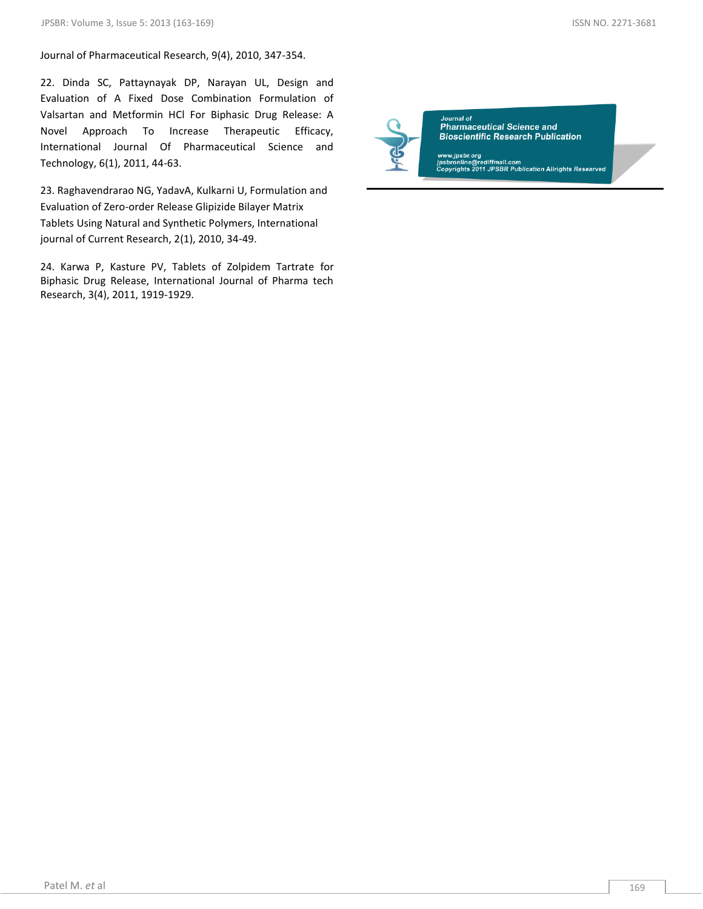Journal of Pharmaceutical Research, 9(4), 2010, 347-354.

22. Dinda SC, Pattaynayak DP, Narayan UL, Design and Evaluation of A Fixed Dose Combination Formulation of Valsartan and Metformin HCl For Biphasic Drug Release: A Novel Approach To Increase Therapeutic Efficacy, International Journal Of Pharmaceutical Science and Technology, 6(1), 2011, 44-63.

23. Raghavendrarao NG, YadavA, Kulkarni U, Formulation and Evaluation of Zero-order Release Glipizide Bilayer Matrix Tablets Using Natural and Synthetic Polymers, International journal of Current Research, 2(1), 2010, 34-49.

24. Karwa P, Kasture PV, Tablets of Zolpidem Tartrate for Biphasic Drug Release, International Journal of Pharma tech Research, 3(4), 2011, 1919-1929.

Journal of
Pharmaceutical Science and
Bioscientific Research Publication

www.jpsbr.org
jpsbronline@rediffmail.com
Copyrights 2011 JPSBR Publication Allrights Researved